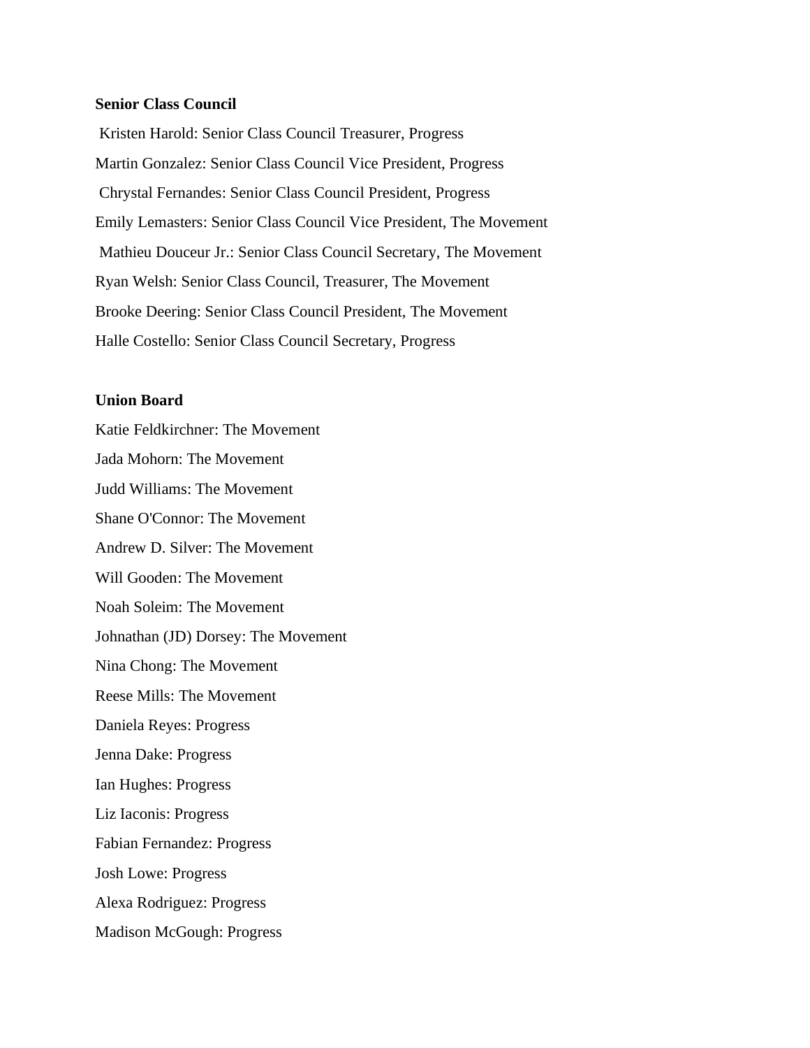**Senior Class Council**

Kristen Harold: Senior Class Council Treasurer, Progress

Martin Gonzalez: Senior Class Council Vice President, Progress

Chrystal Fernandes: Senior Class Council President, Progress

Emily Lemasters: Senior Class Council Vice President, The Movement

Mathieu Douceur Jr.: Senior Class Council Secretary, The Movement

Ryan Welsh: Senior Class Council, Treasurer, The Movement

Brooke Deering: Senior Class Council President, The Movement

Halle Costello: Senior Class Council Secretary, Progress

**Union Board**

Katie Feldkirchner: The Movement

Jada Mohorn: The Movement

Judd Williams: The Movement

Shane O'Connor: The Movement

Andrew D. Silver: The Movement

Will Gooden: The Movement

Noah Soleim: The Movement

Johnathan (JD) Dorsey: The Movement

Nina Chong: The Movement

Reese Mills: The Movement

Daniela Reyes: Progress

Jenna Dake: Progress

Ian Hughes: Progress

Liz Iaconis: Progress

Fabian Fernandez: Progress

Josh Lowe: Progress

Alexa Rodriguez: Progress

Madison McGough: Progress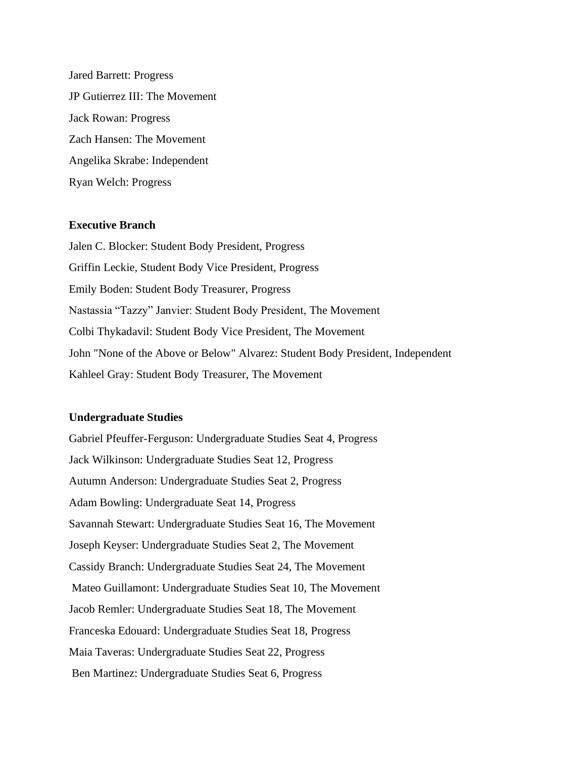Jared Barrett: Progress

JP Gutierrez III: The Movement

Jack Rowan: Progress

Zach Hansen: The Movement

Angelika Skrabe: Independent

Ryan Welch: Progress

**Executive Branch**

Jalen C. Blocker: Student Body President, Progress

Griffin Leckie, Student Body Vice President, Progress

Emily Boden: Student Body Treasurer, Progress

Nastassia "Tazzy" Janvier: Student Body President, The Movement

Colbi Thykadavil: Student Body Vice President, The Movement

John "None of the Above or Below" Alvarez: Student Body President, Independent

Kahleel Gray: Student Body Treasurer, The Movement

**Undergraduate Studies**

Gabriel Pfeuffer-Ferguson: Undergraduate Studies Seat 4, Progress

Jack Wilkinson: Undergraduate Studies Seat 12, Progress

Autumn Anderson: Undergraduate Studies Seat 2, Progress

Adam Bowling: Undergraduate Seat 14, Progress

Savannah Stewart: Undergraduate Studies Seat 16, The Movement

Joseph Keyser: Undergraduate Studies Seat 2, The Movement

Cassidy Branch: Undergraduate Studies Seat 24, The Movement

Mateo Guillamont: Undergraduate Studies Seat 10, The Movement

Jacob Remler: Undergraduate Studies Seat 18, The Movement

Franceska Edouard: Undergraduate Studies Seat 18, Progress

Maia Taveras: Undergraduate Studies Seat 22, Progress

Ben Martinez: Undergraduate Studies Seat 6, Progress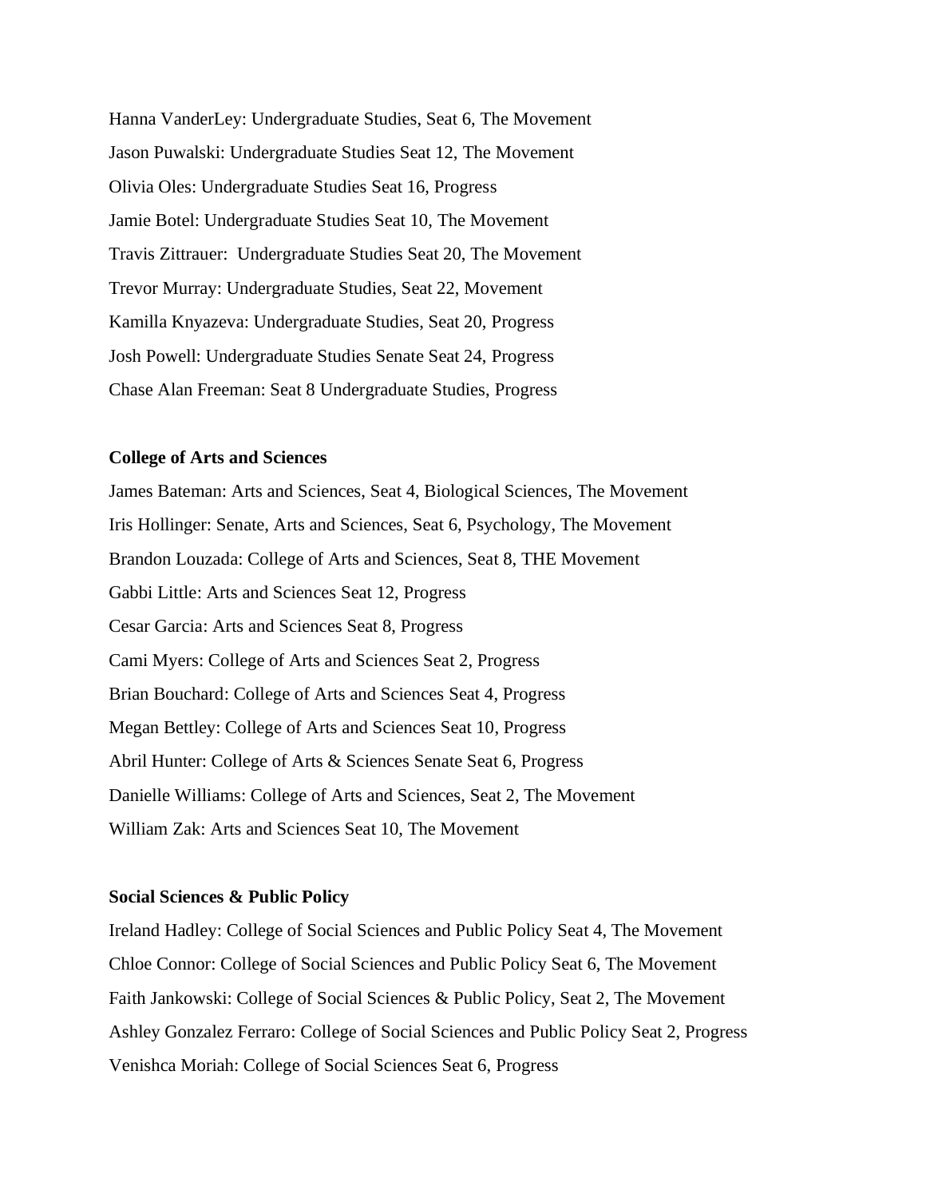Hanna VanderLey: Undergraduate Studies, Seat 6, The Movement

Jason Puwalski: Undergraduate Studies Seat 12, The Movement

Olivia Oles: Undergraduate Studies Seat 16, Progress

Jamie Botel: Undergraduate Studies Seat 10, The Movement

Travis Zittrauer: Undergraduate Studies Seat 20, The Movement

Trevor Murray: Undergraduate Studies, Seat 22, Movement

Kamilla Knyazeva: Undergraduate Studies, Seat 20, Progress

Josh Powell: Undergraduate Studies Senate Seat 24, Progress

Chase Alan Freeman: Seat 8 Undergraduate Studies, Progress

**College of Arts and Sciences**

James Bateman: Arts and Sciences, Seat 4, Biological Sciences, The Movement

Iris Hollinger: Senate, Arts and Sciences, Seat 6, Psychology, The Movement

Brandon Louzada: College of Arts and Sciences, Seat 8, THE Movement

Gabbi Little: Arts and Sciences Seat 12, Progress

Cesar Garcia: Arts and Sciences Seat 8, Progress

Cami Myers: College of Arts and Sciences Seat 2, Progress

Brian Bouchard: College of Arts and Sciences Seat 4, Progress

Megan Bettley: College of Arts and Sciences Seat 10, Progress

Abril Hunter: College of Arts & Sciences Senate Seat 6, Progress

Danielle Williams: College of Arts and Sciences, Seat 2, The Movement

William Zak: Arts and Sciences Seat 10, The Movement

**Social Sciences & Public Policy**

Ireland Hadley: College of Social Sciences and Public Policy Seat 4, The Movement

Chloe Connor: College of Social Sciences and Public Policy Seat 6, The Movement

Faith Jankowski: College of Social Sciences & Public Policy, Seat 2, The Movement

Ashley Gonzalez Ferraro: College of Social Sciences and Public Policy Seat 2, Progress

Venishca Moriah: College of Social Sciences Seat 6, Progress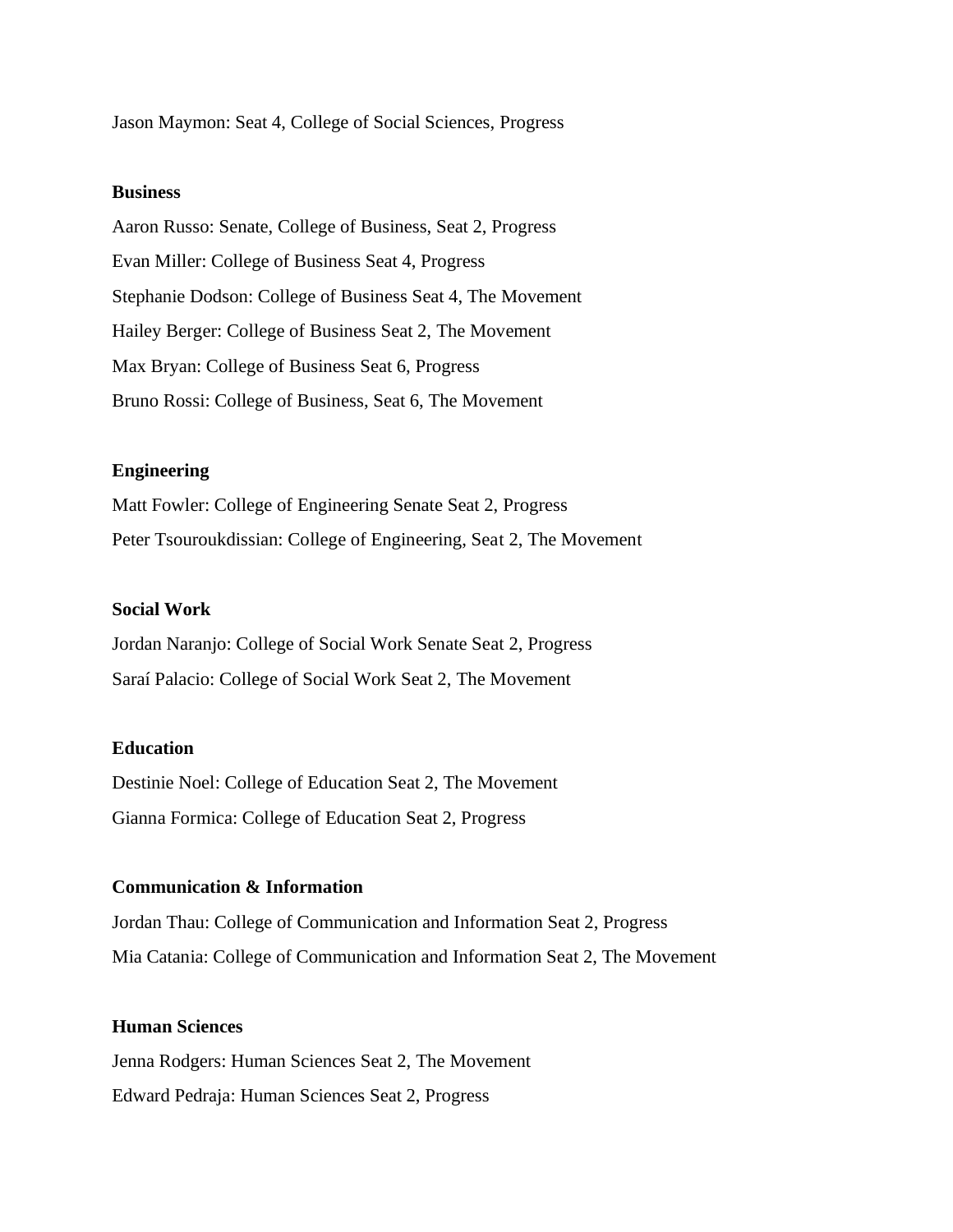Jason Maymon: Seat 4, College of Social Sciences, Progress

**Business**

Aaron Russo: Senate, College of Business, Seat 2, Progress

Evan Miller: College of Business Seat 4, Progress

Stephanie Dodson: College of Business Seat 4, The Movement

Hailey Berger: College of Business Seat 2, The Movement

Max Bryan: College of Business Seat 6, Progress

Bruno Rossi: College of Business, Seat 6, The Movement

**Engineering**

Matt Fowler: College of Engineering Senate Seat 2, Progress

Peter Tsouroukdissian: College of Engineering, Seat 2, The Movement

**Social Work**

Jordan Naranjo: College of Social Work Senate Seat 2, Progress

Saraí Palacio: College of Social Work Seat 2, The Movement

**Education**

Destinie Noel: College of Education Seat 2, The Movement

Gianna Formica: College of Education Seat 2, Progress

**Communication & Information**

Jordan Thau: College of Communication and Information Seat 2, Progress

Mia Catania: College of Communication and Information Seat 2, The Movement

**Human Sciences**

Jenna Rodgers: Human Sciences Seat 2, The Movement

Edward Pedraja: Human Sciences Seat 2, Progress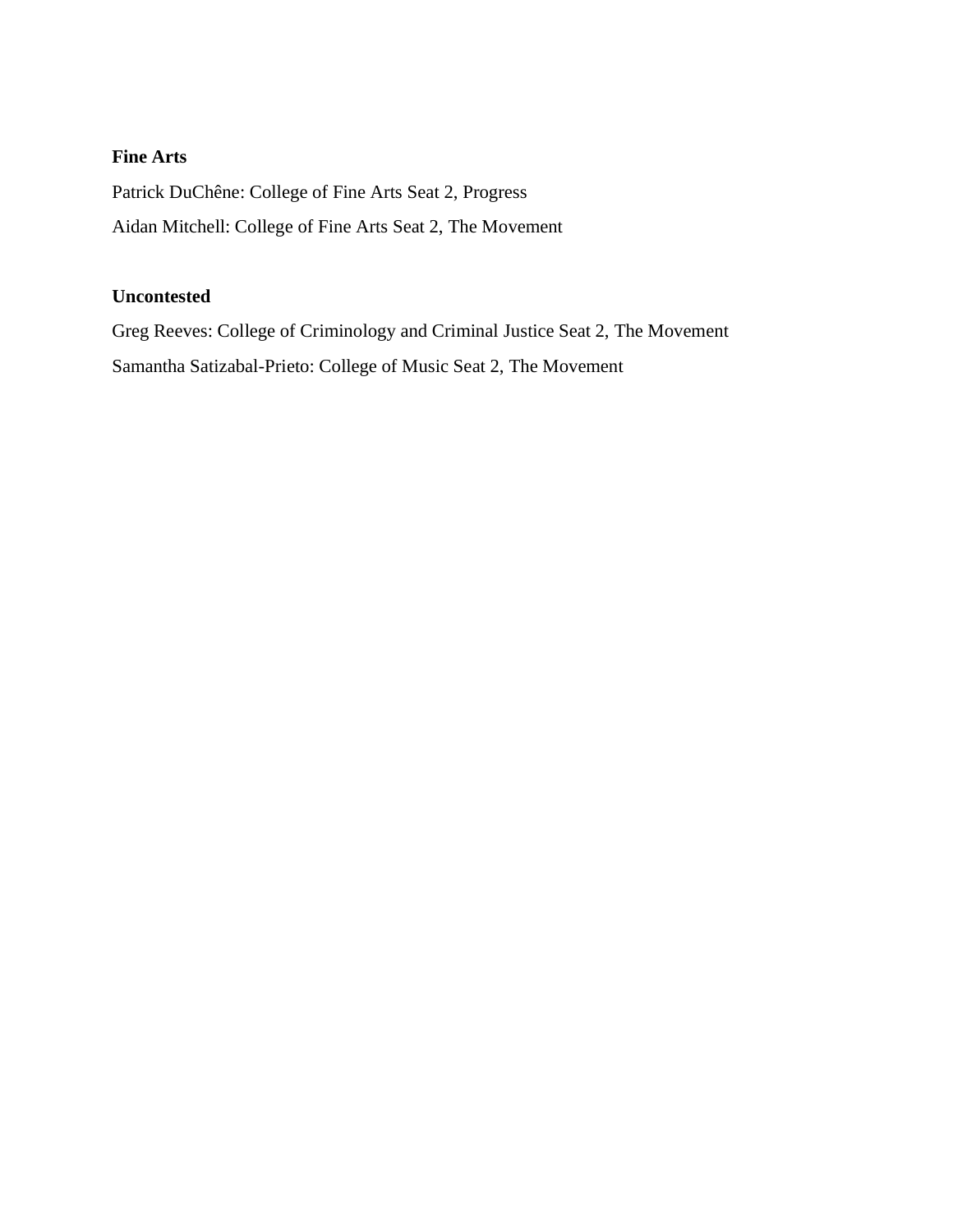**Fine Arts**

Patrick DuChêne: College of Fine Arts Seat 2, Progress

Aidan Mitchell: College of Fine Arts Seat 2, The Movement

**Uncontested**

Greg Reeves: College of Criminology and Criminal Justice Seat 2, The Movement

Samantha Satizabal-Prieto: College of Music Seat 2, The Movement